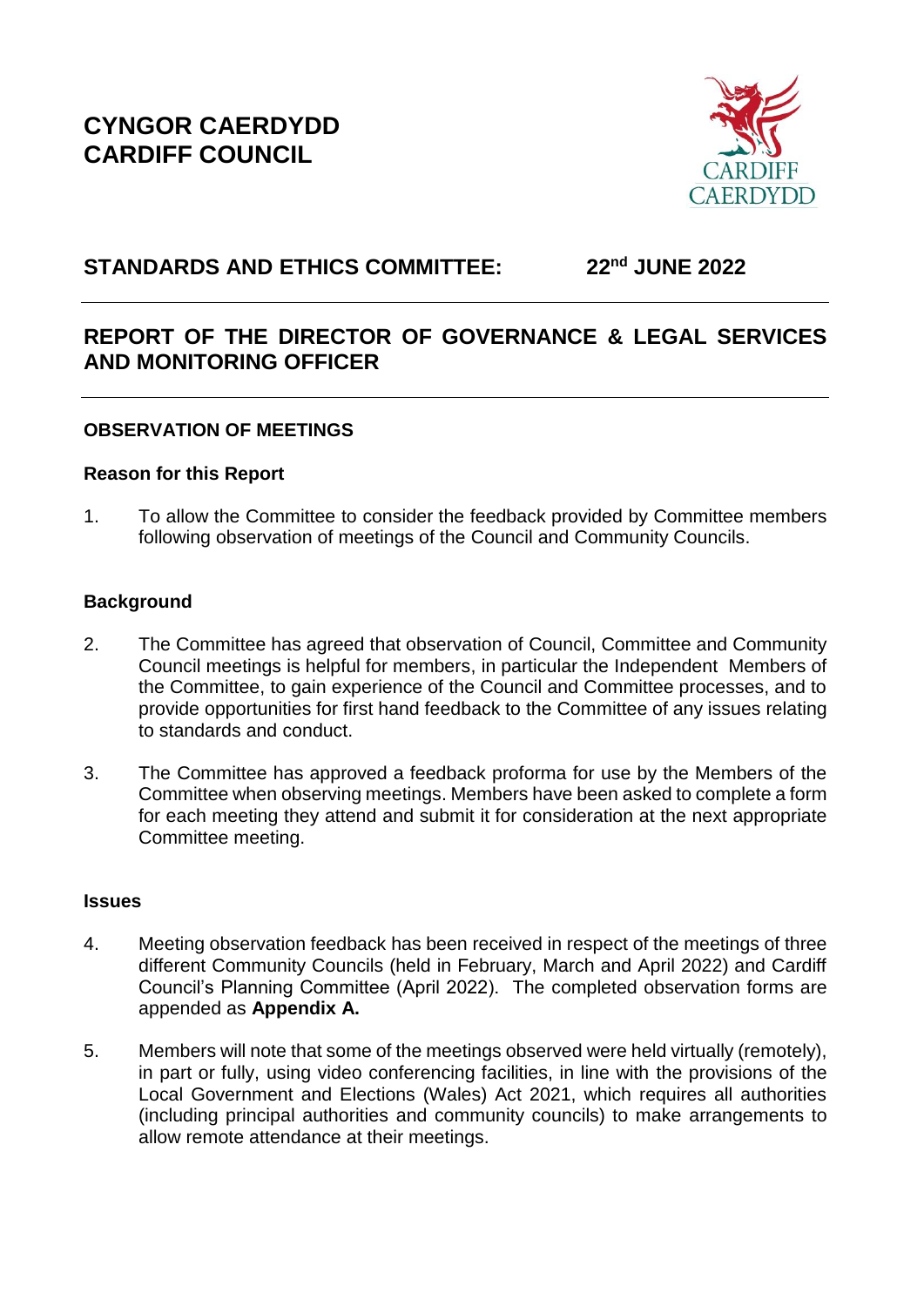# CYNGOR CAERDYDD
# CARDIFF COUNCIL

## STANDARDS AND ETHICS COMMITTEE: 22nd JUNE 2022

---

## REPORT OF THE DIRECTOR OF GOVERNANCE & LEGAL SERVICES AND MONITORING OFFICER

---

### OBSERVATION OF MEETINGS

**Reason for this Report**

1. To allow the Committee to consider the feedback provided by Committee members following observation of meetings of the Council and Community Councils.

**Background**

2. The Committee has agreed that observation of Council, Committee and Community Council meetings is helpful for members, in particular the Independent Members of the Committee, to gain experience of the Council and Committee processes, and to provide opportunities for first hand feedback to the Committee of any issues relating to standards and conduct.

3. The Committee has approved a feedback proforma for use by the Members of the Committee when observing meetings. Members have been asked to complete a form for each meeting they attend and submit it for consideration at the next appropriate Committee meeting.

**Issues**

4. Meeting observation feedback has been received in respect of the meetings of three different Community Councils (held in February, March and April 2022) and Cardiff Council's Planning Committee (April 2022). The completed observation forms are appended as **Appendix A.**

5. Members will note that some of the meetings observed were held virtually (remotely), in part or fully, using video conferencing facilities, in line with the provisions of the Local Government and Elections (Wales) Act 2021, which requires all authorities (including principal authorities and community councils) to make arrangements to allow remote attendance at their meetings.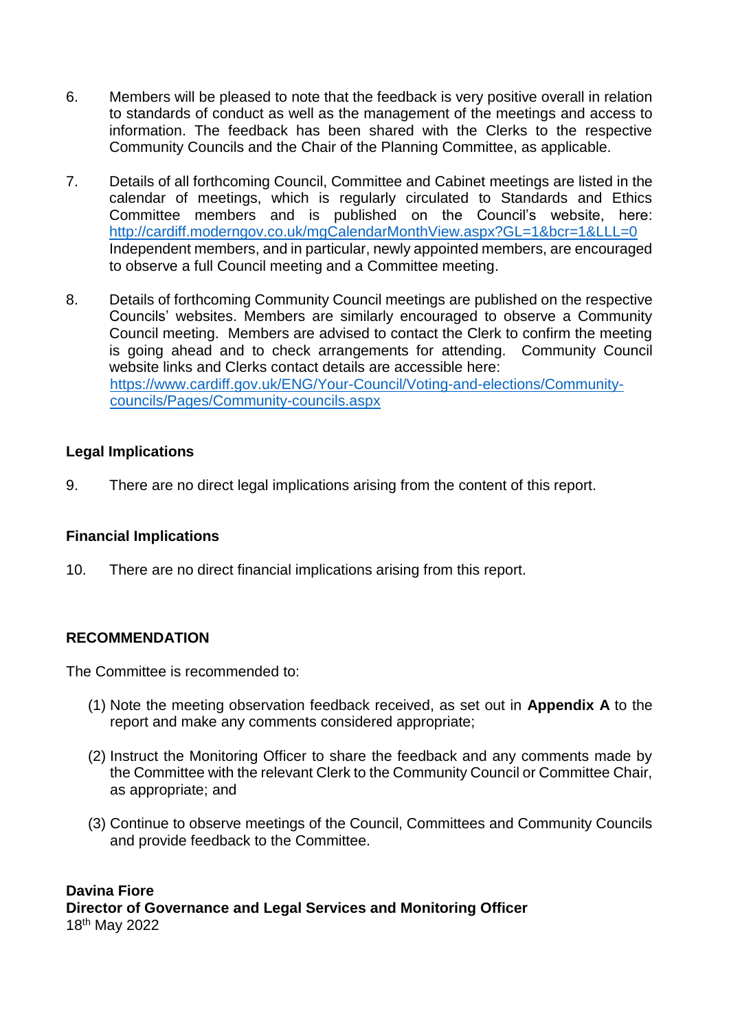6. Members will be pleased to note that the feedback is very positive overall in relation to standards of conduct as well as the management of the meetings and access to information. The feedback has been shared with the Clerks to the respective Community Councils and the Chair of the Planning Committee, as applicable.

7. Details of all forthcoming Council, Committee and Cabinet meetings are listed in the calendar of meetings, which is regularly circulated to Standards and Ethics Committee members and is published on the Council's website, here: http://cardiff.moderngov.co.uk/mgCalendarMonthView.aspx?GL=1&bcr=1&LLL=0 Independent members, and in particular, newly appointed members, are encouraged to observe a full Council meeting and a Committee meeting.

8. Details of forthcoming Community Council meetings are published on the respective Councils' websites. Members are similarly encouraged to observe a Community Council meeting. Members are advised to contact the Clerk to confirm the meeting is going ahead and to check arrangements for attending. Community Council website links and Clerks contact details are accessible here: https://www.cardiff.gov.uk/ENG/Your-Council/Voting-and-elections/Community-councils/Pages/Community-councils.aspx

**Legal Implications**

9. There are no direct legal implications arising from the content of this report.

**Financial Implications**

10. There are no direct financial implications arising from this report.

**RECOMMENDATION**

The Committee is recommended to:

(1) Note the meeting observation feedback received, as set out in **Appendix A** to the report and make any comments considered appropriate;

(2) Instruct the Monitoring Officer to share the feedback and any comments made by the Committee with the relevant Clerk to the Community Council or Committee Chair, as appropriate; and

(3) Continue to observe meetings of the Council, Committees and Community Councils and provide feedback to the Committee.

**Davina Fiore**
**Director of Governance and Legal Services and Monitoring Officer**
18th May 2022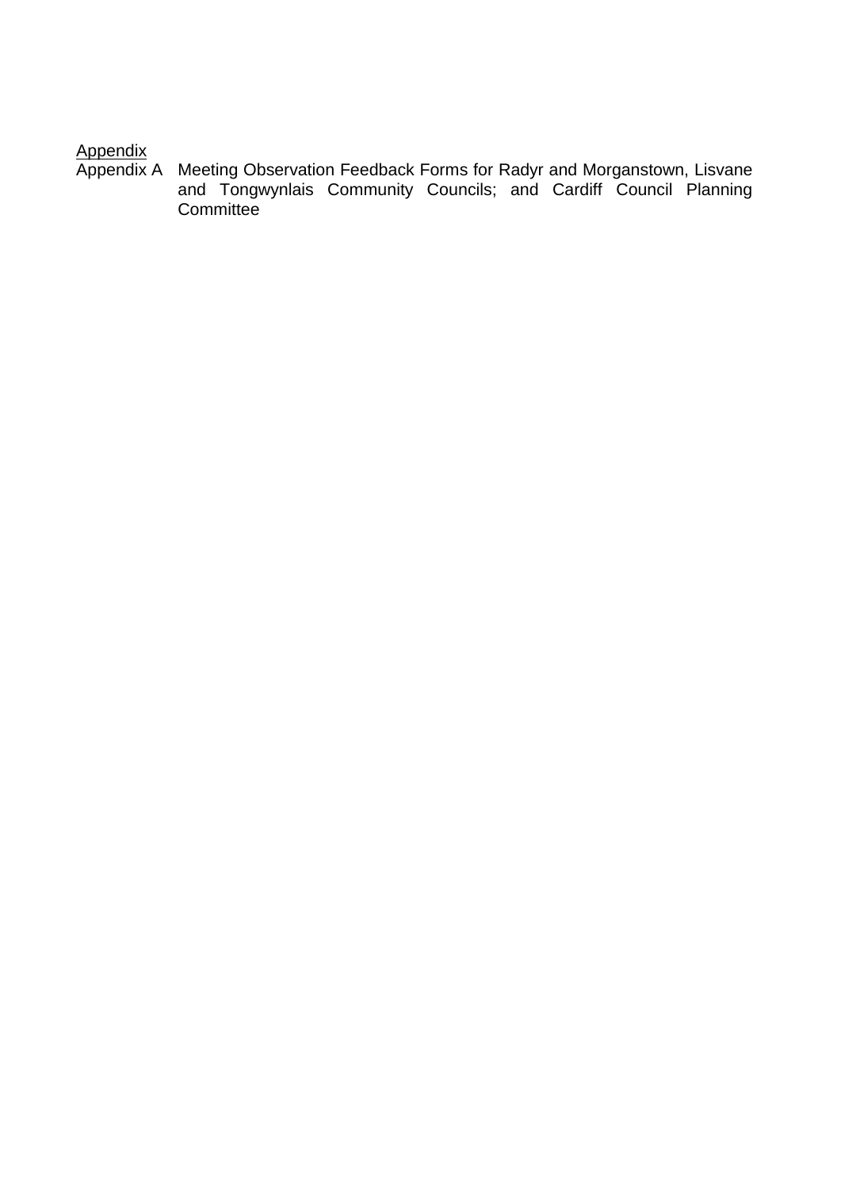<u>Appendix</u>

Appendix A Meeting Observation Feedback Forms for Radyr and Morganstown, Lisvane and Tongwynlais Community Councils; and Cardiff Council Planning Committee